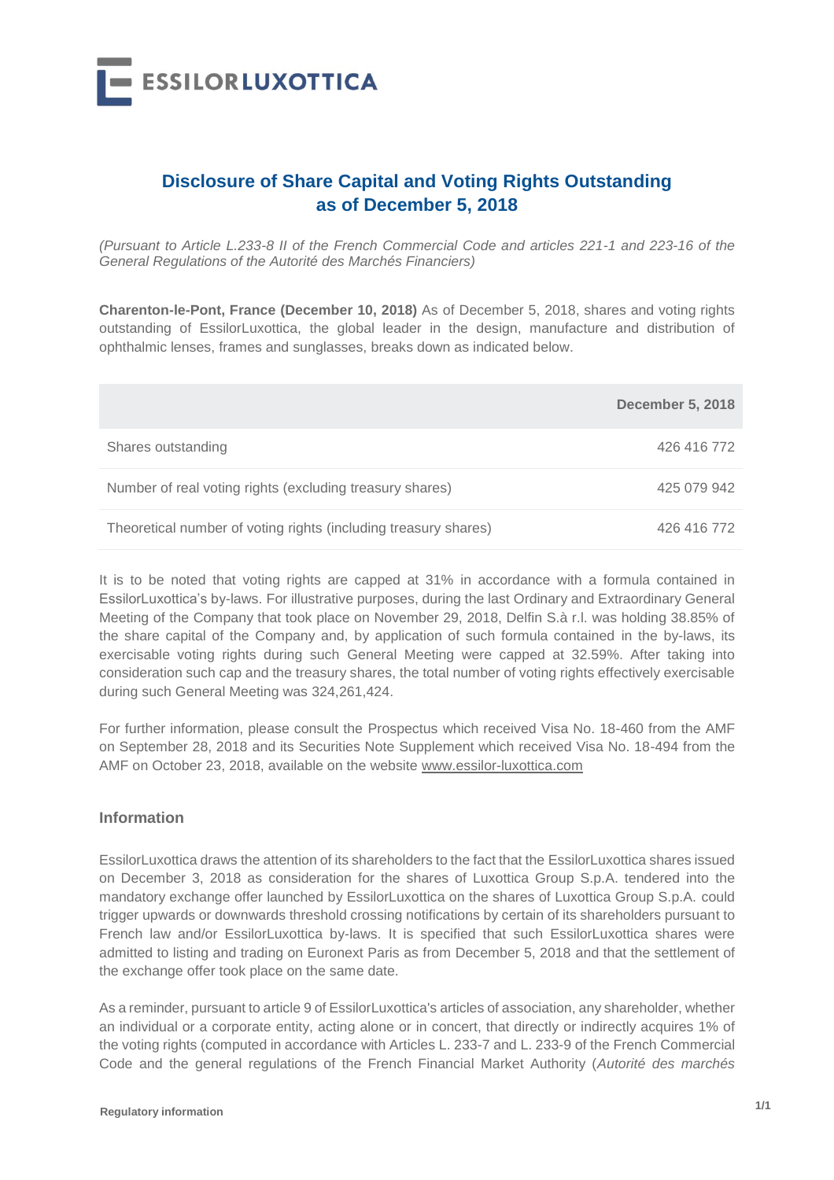# Disclosure of Share Capital and Voting Rights Outstanding as of December 5, 2018

*(Pursuant to Article L.233-8 II of the French Commercial Code and articles 221-1 and 223-16 of the General Regulations of the Autorité des Marchés Financiers)*

**Charenton-le-Pont, France (December 10, 2018)** As of December 5, 2018, shares and voting rights outstanding of EssilorLuxottica, the global leader in the design, manufacture and distribution of ophthalmic lenses, frames and sunglasses, breaks down as indicated below.

| | December 5, 2018 |
|---|---|
| Shares outstanding | 426 416 772 |
| Number of real voting rights (excluding treasury shares) | 425 079 942 |
| Theoretical number of voting rights (including treasury shares) | 426 416 772 |

It is to be noted that voting rights are capped at 31% in accordance with a formula contained in EssilorLuxottica's by-laws. For illustrative purposes, during the last Ordinary and Extraordinary General Meeting of the Company that took place on November 29, 2018, Delfin S.à r.l. was holding 38.85% of the share capital of the Company and, by application of such formula contained in the by-laws, its exercisable voting rights during such General Meeting were capped at 32.59%. After taking into consideration such cap and the treasury shares, the total number of voting rights effectively exercisable during such General Meeting was 324,261,424.

For further information, please consult the Prospectus which received Visa No. 18-460 from the AMF on September 28, 2018 and its Securities Note Supplement which received Visa No. 18-494 from the AMF on October 23, 2018, available on the website www.essilor-luxottica.com

## Information

EssilorLuxottica draws the attention of its shareholders to the fact that the EssilorLuxottica shares issued on December 3, 2018 as consideration for the shares of Luxottica Group S.p.A. tendered into the mandatory exchange offer launched by EssilorLuxottica on the shares of Luxottica Group S.p.A. could trigger upwards or downwards threshold crossing notifications by certain of its shareholders pursuant to French law and/or EssilorLuxottica by-laws. It is specified that such EssilorLuxottica shares were admitted to listing and trading on Euronext Paris as from December 5, 2018 and that the settlement of the exchange offer took place on the same date.

As a reminder, pursuant to article 9 of EssilorLuxottica's articles of association, any shareholder, whether an individual or a corporate entity, acting alone or in concert, that directly or indirectly acquires 1% of the voting rights (computed in accordance with Articles L. 233-7 and L. 233-9 of the French Commercial Code and the general regulations of the French Financial Market Authority (*Autorité des marchés*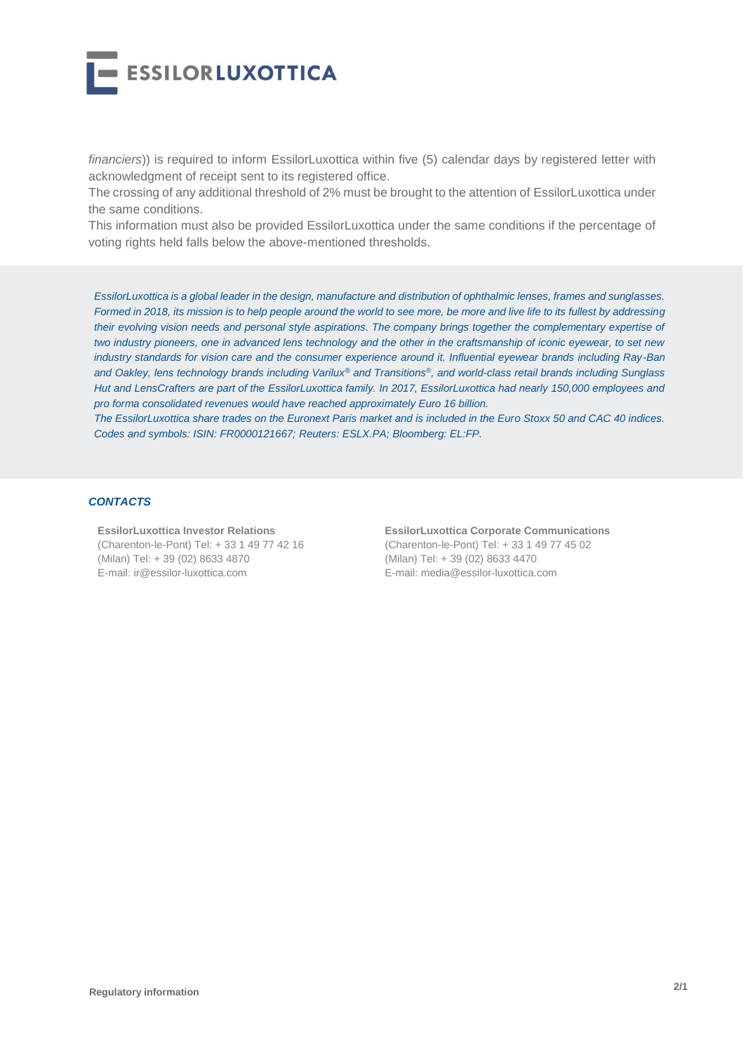*financiers*)) is required to inform EssilorLuxottica within five (5) calendar days by registered letter with acknowledgment of receipt sent to its registered office.
The crossing of any additional threshold of 2% must be brought to the attention of EssilorLuxottica under the same conditions.
This information must also be provided EssilorLuxottica under the same conditions if the percentage of voting rights held falls below the above-mentioned thresholds.

*EssilorLuxottica is a global leader in the design, manufacture and distribution of ophthalmic lenses, frames and sunglasses. Formed in 2018, its mission is to help people around the world to see more, be more and live life to its fullest by addressing their evolving vision needs and personal style aspirations. The company brings together the complementary expertise of two industry pioneers, one in advanced lens technology and the other in the craftsmanship of iconic eyewear, to set new industry standards for vision care and the consumer experience around it. Influential eyewear brands including Ray-Ban and Oakley, lens technology brands including Varilux® and Transitions®, and world-class retail brands including Sunglass Hut and LensCrafters are part of the EssilorLuxottica family. In 2017, EssilorLuxottica had nearly 150,000 employees and pro forma consolidated revenues would have reached approximately Euro 16 billion.*
*The EssilorLuxottica share trades on the Euronext Paris market and is included in the Euro Stoxx 50 and CAC 40 indices. Codes and symbols: ISIN: FR0000121667; Reuters: ESLX.PA; Bloomberg: EL:FP.*

***CONTACTS***

**EssilorLuxottica Investor Relations**
(Charenton-le-Pont) Tel: + 33 1 49 77 42 16
(Milan) Tel: + 39 (02) 8633 4870
E-mail: ir@essilor-luxottica.com

**EssilorLuxottica Corporate Communications**
(Charenton-le-Pont) Tel: + 33 1 49 77 45 02
(Milan) Tel: + 39 (02) 8633 4470
E-mail: media@essilor-luxottica.com

**Regulatory information**